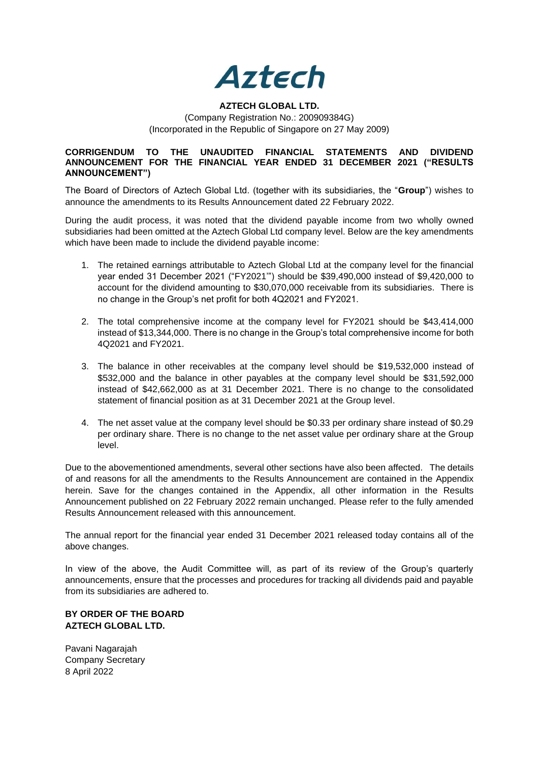**Aztech**

**AZTECH GLOBAL LTD.**

(Company Registration No.: 200909384G)
(Incorporated in the Republic of Singapore on 27 May 2009)

**CORRIGENDUM TO THE UNAUDITED FINANCIAL STATEMENTS AND DIVIDEND ANNOUNCEMENT FOR THE FINANCIAL YEAR ENDED 31 DECEMBER 2021 ("RESULTS ANNOUNCEMENT")**

The Board of Directors of Aztech Global Ltd. (together with its subsidiaries, the "**Group**") wishes to announce the amendments to its Results Announcement dated 22 February 2022.

During the audit process, it was noted that the dividend payable income from two wholly owned subsidiaries had been omitted at the Aztech Global Ltd company level. Below are the key amendments which have been made to include the dividend payable income:

1. The retained earnings attributable to Aztech Global Ltd at the company level for the financial year ended 31 December 2021 ("FY2021'") should be $39,490,000 instead of $9,420,000 to account for the dividend amounting to $30,070,000 receivable from its subsidiaries. There is no change in the Group's net profit for both 4Q2021 and FY2021.

2. The total comprehensive income at the company level for FY2021 should be $43,414,000 instead of $13,344,000. There is no change in the Group's total comprehensive income for both 4Q2021 and FY2021.

3. The balance in other receivables at the company level should be $19,532,000 instead of $532,000 and the balance in other payables at the company level should be $31,592,000 instead of $42,662,000 as at 31 December 2021. There is no change to the consolidated statement of financial position as at 31 December 2021 at the Group level.

4. The net asset value at the company level should be $0.33 per ordinary share instead of $0.29 per ordinary share. There is no change to the net asset value per ordinary share at the Group level.

Due to the abovementioned amendments, several other sections have also been affected. The details of and reasons for all the amendments to the Results Announcement are contained in the Appendix herein. Save for the changes contained in the Appendix, all other information in the Results Announcement published on 22 February 2022 remain unchanged. Please refer to the fully amended Results Announcement released with this announcement.

The annual report for the financial year ended 31 December 2021 released today contains all of the above changes.

In view of the above, the Audit Committee will, as part of its review of the Group's quarterly announcements, ensure that the processes and procedures for tracking all dividends paid and payable from its subsidiaries are adhered to.

**BY ORDER OF THE BOARD**
**AZTECH GLOBAL LTD.**

Pavani Nagarajah
Company Secretary
8 April 2022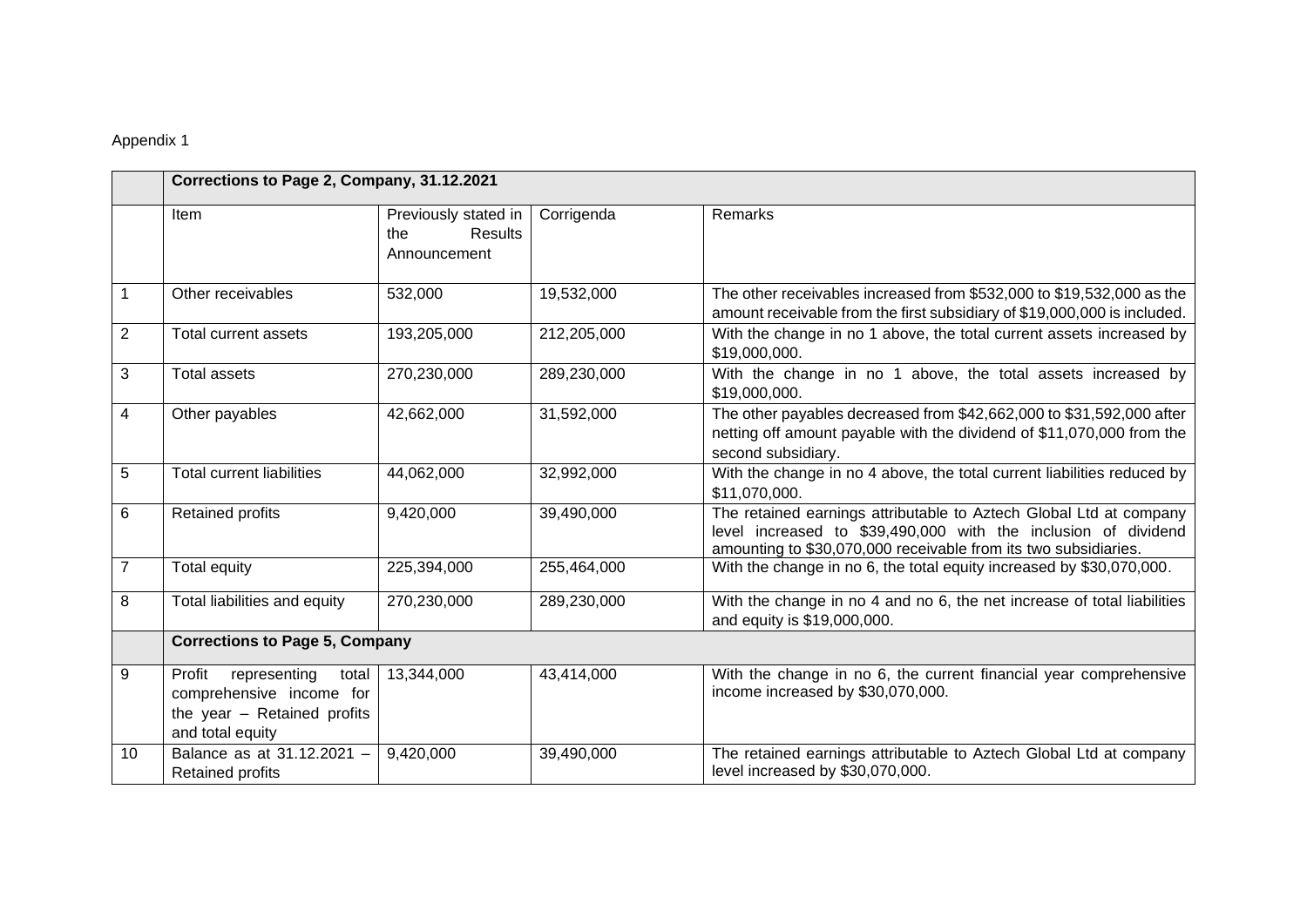Appendix 1

| | Corrections to Page 2, Company, 31.12.2021 | | | |
|---|---|---|---|---|
| | Item | Previously stated in the Results Announcement | Corrigenda | Remarks |
| 1 | Other receivables | 532,000 | 19,532,000 | The other receivables increased from $532,000 to $19,532,000 as the amount receivable from the first subsidiary of $19,000,000 is included. |
| 2 | Total current assets | 193,205,000 | 212,205,000 | With the change in no 1 above, the total current assets increased by $19,000,000. |
| 3 | Total assets | 270,230,000 | 289,230,000 | With the change in no 1 above, the total assets increased by $19,000,000. |
| 4 | Other payables | 42,662,000 | 31,592,000 | The other payables decreased from $42,662,000 to $31,592,000 after netting off amount payable with the dividend of $11,070,000 from the second subsidiary. |
| 5 | Total current liabilities | 44,062,000 | 32,992,000 | With the change in no 4 above, the total current liabilities reduced by $11,070,000. |
| 6 | Retained profits | 9,420,000 | 39,490,000 | The retained earnings attributable to Aztech Global Ltd at company level increased to $39,490,000 with the inclusion of dividend amounting to $30,070,000 receivable from its two subsidiaries. |
| 7 | Total equity | 225,394,000 | 255,464,000 | With the change in no 6, the total equity increased by $30,070,000. |
| 8 | Total liabilities and equity | 270,230,000 | 289,230,000 | With the change in no 4 and no 6, the net increase of total liabilities and equity is $19,000,000. |
| | **Corrections to Page 5, Company** | | | |
| 9 | Profit representing total comprehensive income for the year – Retained profits and total equity | 13,344,000 | 43,414,000 | With the change in no 6, the current financial year comprehensive income increased by $30,070,000. |
| 10 | Balance as at 31.12.2021 – Retained profits | 9,420,000 | 39,490,000 | The retained earnings attributable to Aztech Global Ltd at company level increased by $30,070,000. |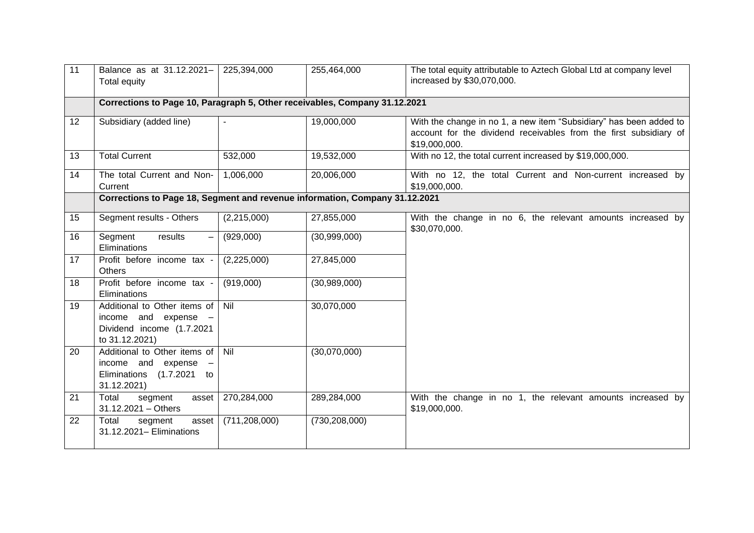| 11 | Balance as at 31.12.2021– Total equity | 225,394,000 | 255,464,000 | The total equity attributable to Aztech Global Ltd at company level increased by $30,070,000. |
|---|---|---|---|---|
| | **Corrections to Page 10, Paragraph 5, Other receivables, Company 31.12.2021** | | | |
| 12 | Subsidiary (added line) | - | 19,000,000 | With the change in no 1, a new item "Subsidiary" has been added to account for the dividend receivables from the first subsidiary of $19,000,000. |
| 13 | Total Current | 532,000 | 19,532,000 | With no 12, the total current increased by $19,000,000. |
| 14 | The total Current and Non-Current | 1,006,000 | 20,006,000 | With no 12, the total Current and Non-current increased by $19,000,000. |
| | **Corrections to Page 18, Segment and revenue information, Company 31.12.2021** | | | |
| 15 | Segment results - Others | (2,215,000) | 27,855,000 | With the change in no 6, the relevant amounts increased by $30,070,000. |
| 16 | Segment results – Eliminations | (929,000) | (30,999,000) | |
| 17 | Profit before income tax - Others | (2,225,000) | 27,845,000 | |
| 18 | Profit before income tax - Eliminations | (919,000) | (30,989,000) | |
| 19 | Additional to Other items of income and expense – Dividend income (1.7.2021 to 31.12.2021) | Nil | 30,070,000 | |
| 20 | Additional to Other items of income and expense – Eliminations (1.7.2021 to 31.12.2021) | Nil | (30,070,000) | |
| 21 | Total segment asset 31.12.2021 – Others | 270,284,000 | 289,284,000 | With the change in no 1, the relevant amounts increased by $19,000,000. |
| 22 | Total segment asset 31.12.2021– Eliminations | (711,208,000) | (730,208,000) | |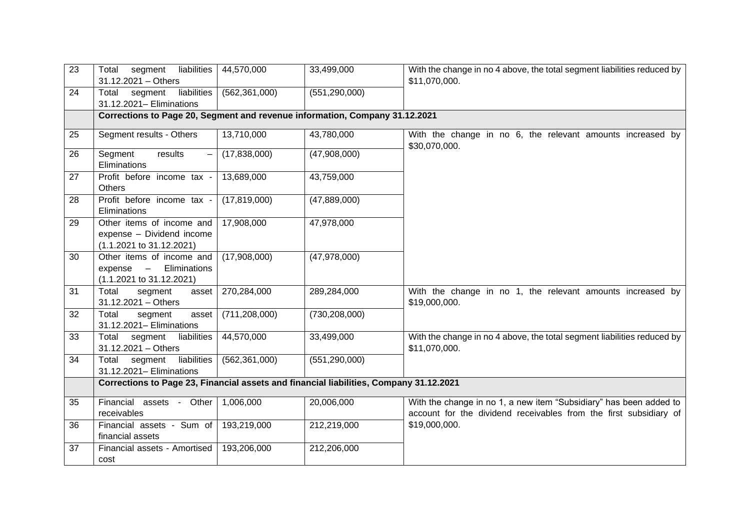| | | | | |
|---|---|---|---|---|
| 23 | Total segment liabilities 31.12.2021 – Others | 44,570,000 | 33,499,000 | With the change in no 4 above, the total segment liabilities reduced by $11,070,000. |
| 24 | Total segment liabilities 31.12.2021– Eliminations | (562,361,000) | (551,290,000) | |
| | **Corrections to Page 20, Segment and revenue information, Company 31.12.2021** | | | |
| 25 | Segment results - Others | 13,710,000 | 43,780,000 | With the change in no 6, the relevant amounts increased by $30,070,000. |
| 26 | Segment results – Eliminations | (17,838,000) | (47,908,000) | |
| 27 | Profit before income tax - Others | 13,689,000 | 43,759,000 | |
| 28 | Profit before income tax - Eliminations | (17,819,000) | (47,889,000) | |
| 29 | Other items of income and expense – Dividend income (1.1.2021 to 31.12.2021) | 17,908,000 | 47,978,000 | |
| 30 | Other items of income and expense – Eliminations (1.1.2021 to 31.12.2021) | (17,908,000) | (47,978,000) | |
| 31 | Total segment asset 31.12.2021 – Others | 270,284,000 | 289,284,000 | With the change in no 1, the relevant amounts increased by $19,000,000. |
| 32 | Total segment asset 31.12.2021– Eliminations | (711,208,000) | (730,208,000) | |
| 33 | Total segment liabilities 31.12.2021 – Others | 44,570,000 | 33,499,000 | With the change in no 4 above, the total segment liabilities reduced by $11,070,000. |
| 34 | Total segment liabilities 31.12.2021– Eliminations | (562,361,000) | (551,290,000) | |
| | **Corrections to Page 23, Financial assets and financial liabilities, Company 31.12.2021** | | | |
| 35 | Financial assets - Other receivables | 1,006,000 | 20,006,000 | With the change in no 1, a new item "Subsidiary" has been added to account for the dividend receivables from the first subsidiary of $19,000,000. |
| 36 | Financial assets - Sum of financial assets | 193,219,000 | 212,219,000 | |
| 37 | Financial assets - Amortised cost | 193,206,000 | 212,206,000 | |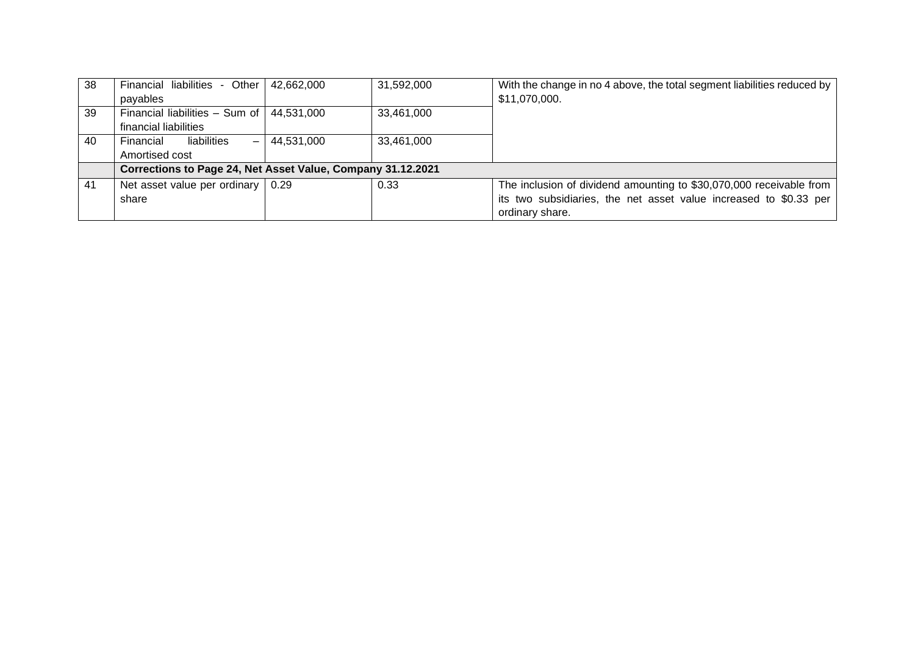| | | | | |
|---|---|---|---|---|
| 38 | Financial liabilities - Other payables | 42,662,000 | 31,592,000 | With the change in no 4 above, the total segment liabilities reduced by $11,070,000. |
| 39 | Financial liabilities – Sum of financial liabilities | 44,531,000 | 33,461,000 | |
| 40 | Financial liabilities – Amortised cost | 44,531,000 | 33,461,000 | |
| | **Corrections to Page 24, Net Asset Value, Company 31.12.2021** | | | |
| 41 | Net asset value per ordinary share | 0.29 | 0.33 | The inclusion of dividend amounting to $30,070,000 receivable from its two subsidiaries, the net asset value increased to $0.33 per ordinary share. |